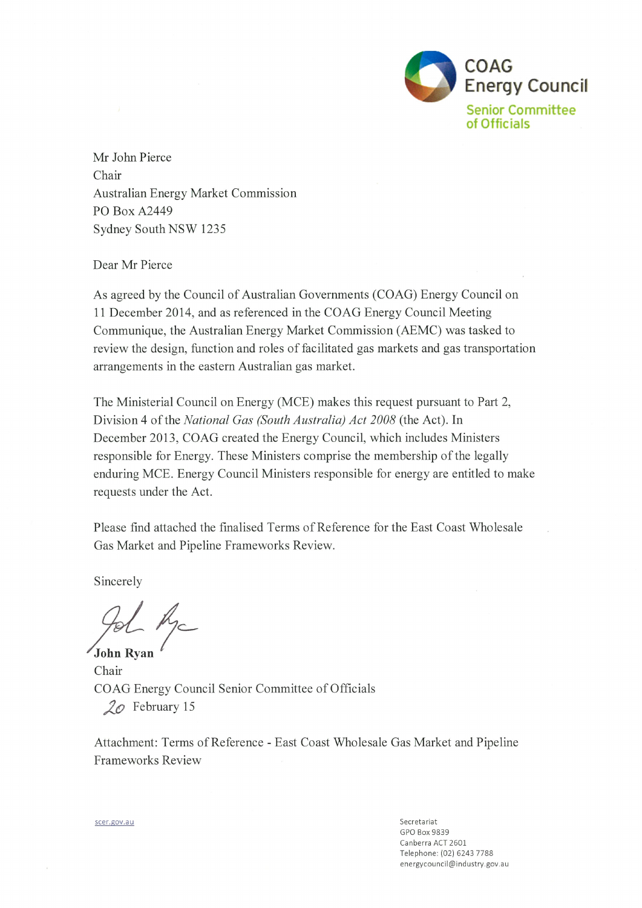COAG Energy Council
Senior Committee of Officials

Mr John Pierce
Chair
Australian Energy Market Commission
PO Box A2449
Sydney South NSW 1235

Dear Mr Pierce

As agreed by the Council of Australian Governments (COAG) Energy Council on 11 December 2014, and as referenced in the COAG Energy Council Meeting Communique, the Australian Energy Market Commission (AEMC) was tasked to review the design, function and roles of facilitated gas markets and gas transportation arrangements in the eastern Australian gas market.

The Ministerial Council on Energy (MCE) makes this request pursuant to Part 2, Division 4 of the *National Gas (South Australia) Act 2008* (the Act). In December 2013, COAG created the Energy Council, which includes Ministers responsible for Energy. These Ministers comprise the membership of the legally enduring MCE. Energy Council Ministers responsible for energy are entitled to make requests under the Act.

Please find attached the finalised Terms of Reference for the East Coast Wholesale Gas Market and Pipeline Frameworks Review.

Sincerely

**John Ryan**
Chair
COAG Energy Council Senior Committee of Officials
20 February 15

Attachment: Terms of Reference - East Coast Wholesale Gas Market and Pipeline Frameworks Review

scer.gov.au

Secretariat
GPO Box 9839
Canberra ACT 2601
Telephone: (02) 6243 7788
energycouncil@industry.gov.au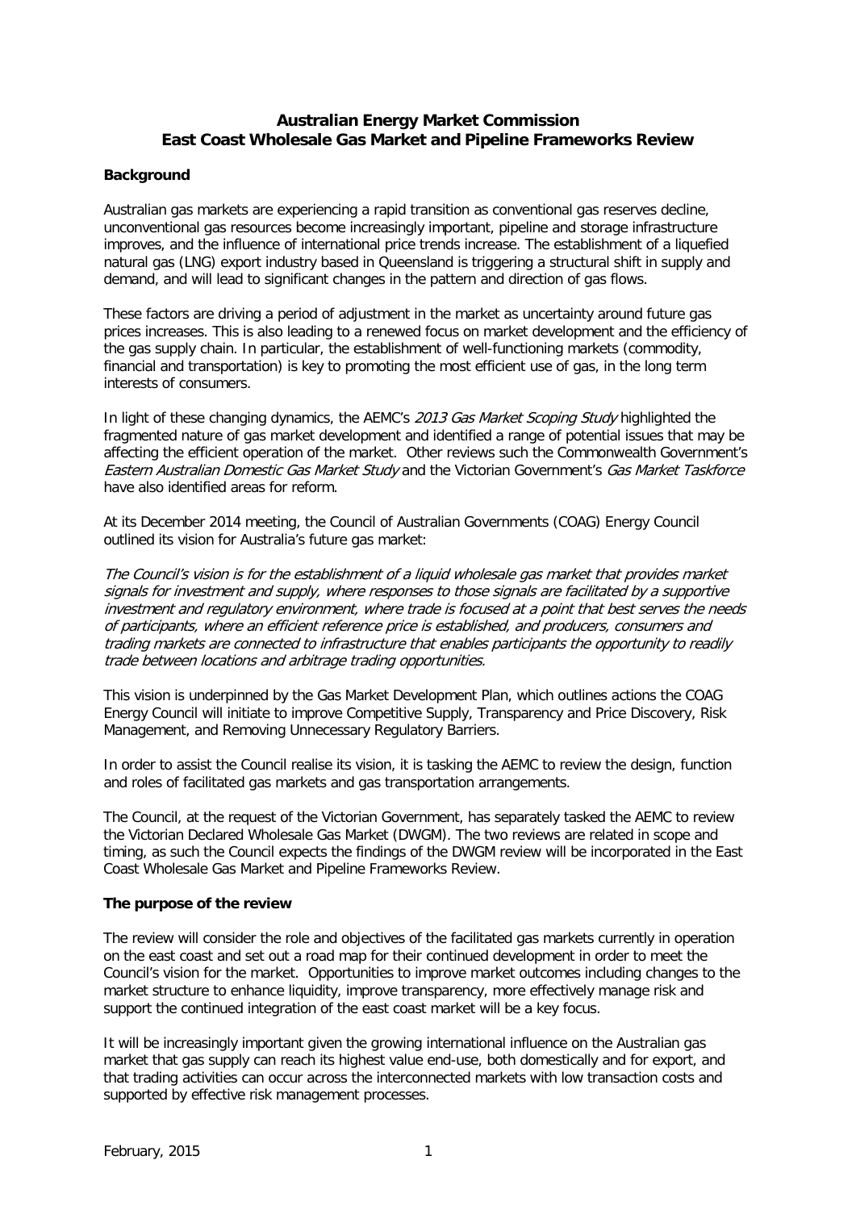# Australian Energy Market Commission
# East Coast Wholesale Gas Market and Pipeline Frameworks Review

## Background

Australian gas markets are experiencing a rapid transition as conventional gas reserves decline, unconventional gas resources become increasingly important, pipeline and storage infrastructure improves, and the influence of international price trends increase. The establishment of a liquefied natural gas (LNG) export industry based in Queensland is triggering a structural shift in supply and demand, and will lead to significant changes in the pattern and direction of gas flows.

These factors are driving a period of adjustment in the market as uncertainty around future gas prices increases. This is also leading to a renewed focus on market development and the efficiency of the gas supply chain. In particular, the establishment of well-functioning markets (commodity, financial and transportation) is key to promoting the most efficient use of gas, in the long term interests of consumers.

In light of these changing dynamics, the AEMC's *2013 Gas Market Scoping Study* highlighted the fragmented nature of gas market development and identified a range of potential issues that may be affecting the efficient operation of the market. Other reviews such the Commonwealth Government's *Eastern Australian Domestic Gas Market Study* and the Victorian Government's *Gas Market Taskforce* have also identified areas for reform.

At its December 2014 meeting, the Council of Australian Governments (COAG) Energy Council outlined its vision for Australia's future gas market:

*The Council's vision is for the establishment of a liquid wholesale gas market that provides market signals for investment and supply, where responses to those signals are facilitated by a supportive investment and regulatory environment, where trade is focused at a point that best serves the needs of participants, where an efficient reference price is established, and producers, consumers and trading markets are connected to infrastructure that enables participants the opportunity to readily trade between locations and arbitrage trading opportunities.*

This vision is underpinned by the Gas Market Development Plan, which outlines actions the COAG Energy Council will initiate to improve Competitive Supply, Transparency and Price Discovery, Risk Management, and Removing Unnecessary Regulatory Barriers.

In order to assist the Council realise its vision, it is tasking the AEMC to review the design, function and roles of facilitated gas markets and gas transportation arrangements.

The Council, at the request of the Victorian Government, has separately tasked the AEMC to review the Victorian Declared Wholesale Gas Market (DWGM). The two reviews are related in scope and timing, as such the Council expects the findings of the DWGM review will be incorporated in the East Coast Wholesale Gas Market and Pipeline Frameworks Review.

## The purpose of the review

The review will consider the role and objectives of the facilitated gas markets currently in operation on the east coast and set out a road map for their continued development in order to meet the Council's vision for the market. Opportunities to improve market outcomes including changes to the market structure to enhance liquidity, improve transparency, more effectively manage risk and support the continued integration of the east coast market will be a key focus.

It will be increasingly important given the growing international influence on the Australian gas market that gas supply can reach its highest value end-use, both domestically and for export, and that trading activities can occur across the interconnected markets with low transaction costs and supported by effective risk management processes.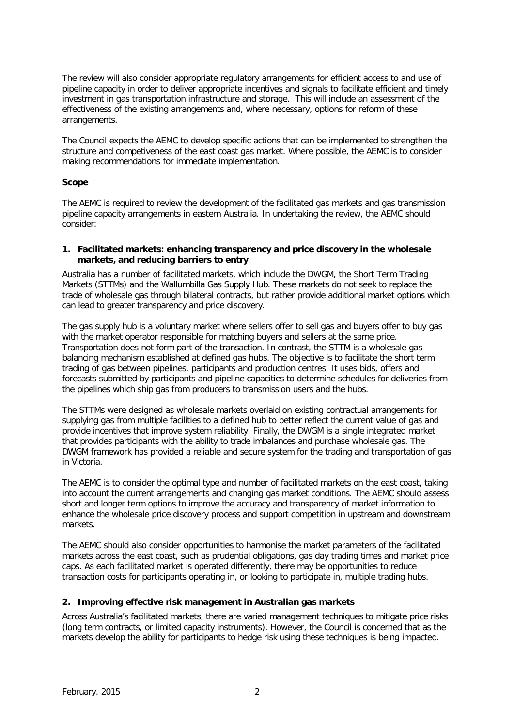The review will also consider appropriate regulatory arrangements for efficient access to and use of pipeline capacity in order to deliver appropriate incentives and signals to facilitate efficient and timely investment in gas transportation infrastructure and storage. This will include an assessment of the effectiveness of the existing arrangements and, where necessary, options for reform of these arrangements.

The Council expects the AEMC to develop specific actions that can be implemented to strengthen the structure and competiveness of the east coast gas market. Where possible, the AEMC is to consider making recommendations for immediate implementation.

**Scope**

The AEMC is required to review the development of the facilitated gas markets and gas transmission pipeline capacity arrangements in eastern Australia. In undertaking the review, the AEMC should consider:

**1. Facilitated markets: enhancing transparency and price discovery in the wholesale markets, and reducing barriers to entry**

Australia has a number of facilitated markets, which include the DWGM, the Short Term Trading Markets (STTMs) and the Wallumbilla Gas Supply Hub. These markets do not seek to replace the trade of wholesale gas through bilateral contracts, but rather provide additional market options which can lead to greater transparency and price discovery.

The gas supply hub is a voluntary market where sellers offer to sell gas and buyers offer to buy gas with the market operator responsible for matching buyers and sellers at the same price. Transportation does not form part of the transaction. In contrast, the STTM is a wholesale gas balancing mechanism established at defined gas hubs. The objective is to facilitate the short term trading of gas between pipelines, participants and production centres. It uses bids, offers and forecasts submitted by participants and pipeline capacities to determine schedules for deliveries from the pipelines which ship gas from producers to transmission users and the hubs.

The STTMs were designed as wholesale markets overlaid on existing contractual arrangements for supplying gas from multiple facilities to a defined hub to better reflect the current value of gas and provide incentives that improve system reliability. Finally, the DWGM is a single integrated market that provides participants with the ability to trade imbalances and purchase wholesale gas. The DWGM framework has provided a reliable and secure system for the trading and transportation of gas in Victoria.

The AEMC is to consider the optimal type and number of facilitated markets on the east coast, taking into account the current arrangements and changing gas market conditions. The AEMC should assess short and longer term options to improve the accuracy and transparency of market information to enhance the wholesale price discovery process and support competition in upstream and downstream markets.

The AEMC should also consider opportunities to harmonise the market parameters of the facilitated markets across the east coast, such as prudential obligations, gas day trading times and market price caps. As each facilitated market is operated differently, there may be opportunities to reduce transaction costs for participants operating in, or looking to participate in, multiple trading hubs.

**2. Improving effective risk management in Australian gas markets**

Across Australia's facilitated markets, there are varied management techniques to mitigate price risks (long term contracts, or limited capacity instruments). However, the Council is concerned that as the markets develop the ability for participants to hedge risk using these techniques is being impacted.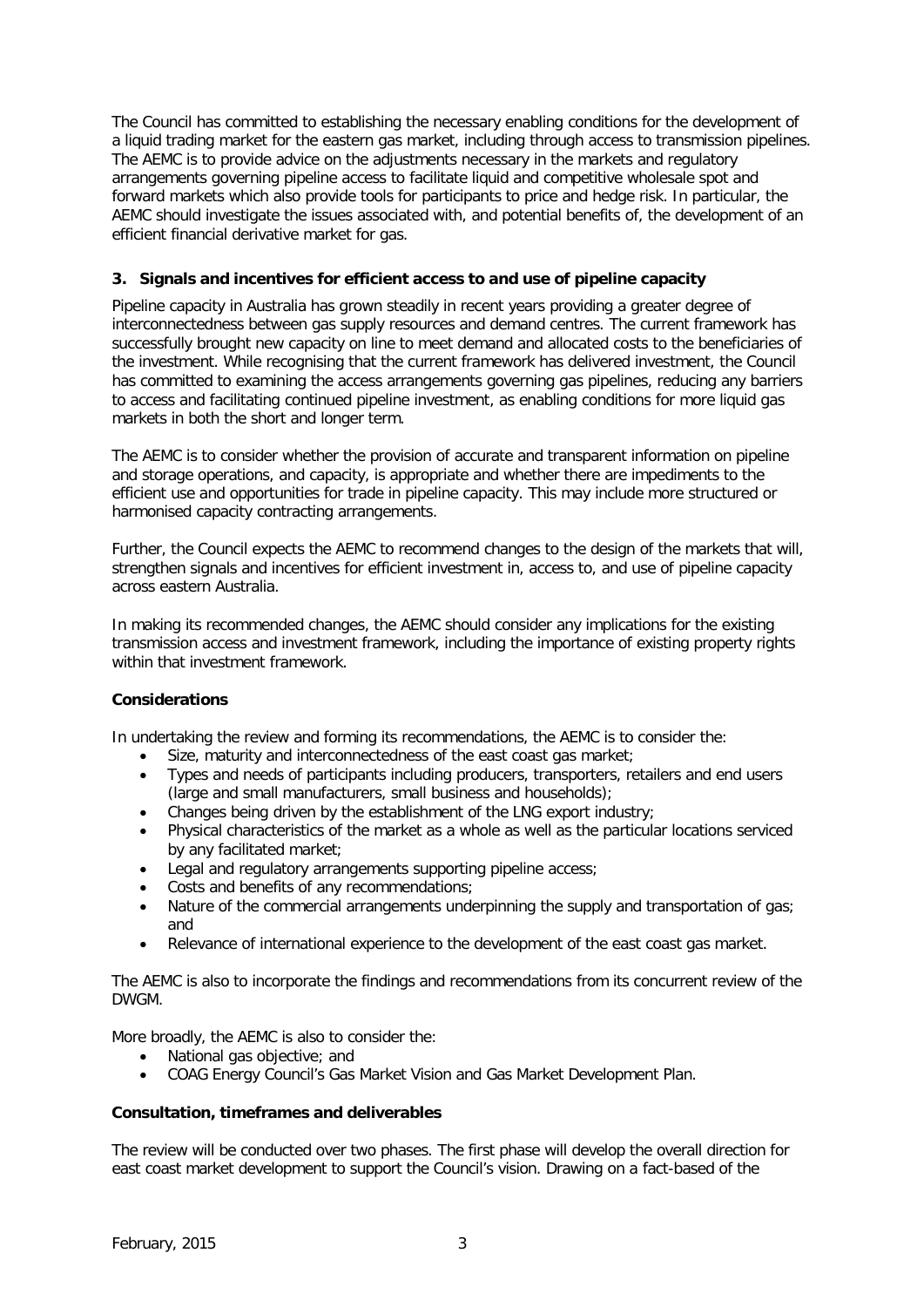The Council has committed to establishing the necessary enabling conditions for the development of a liquid trading market for the eastern gas market, including through access to transmission pipelines. The AEMC is to provide advice on the adjustments necessary in the markets and regulatory arrangements governing pipeline access to facilitate liquid and competitive wholesale spot and forward markets which also provide tools for participants to price and hedge risk. In particular, the AEMC should investigate the issues associated with, and potential benefits of, the development of an efficient financial derivative market for gas.

### 3. Signals and incentives for efficient access to and use of pipeline capacity

Pipeline capacity in Australia has grown steadily in recent years providing a greater degree of interconnectedness between gas supply resources and demand centres. The current framework has successfully brought new capacity on line to meet demand and allocated costs to the beneficiaries of the investment. While recognising that the current framework has delivered investment, the Council has committed to examining the access arrangements governing gas pipelines, reducing any barriers to access and facilitating continued pipeline investment, as enabling conditions for more liquid gas markets in both the short and longer term.

The AEMC is to consider whether the provision of accurate and transparent information on pipeline and storage operations, and capacity, is appropriate and whether there are impediments to the efficient use and opportunities for trade in pipeline capacity. This may include more structured or harmonised capacity contracting arrangements.

Further, the Council expects the AEMC to recommend changes to the design of the markets that will, strengthen signals and incentives for efficient investment in, access to, and use of pipeline capacity across eastern Australia.

In making its recommended changes, the AEMC should consider any implications for the existing transmission access and investment framework, including the importance of existing property rights within that investment framework.

**Considerations**

In undertaking the review and forming its recommendations, the AEMC is to consider the:

- Size, maturity and interconnectedness of the east coast gas market;
- Types and needs of participants including producers, transporters, retailers and end users (large and small manufacturers, small business and households);
- Changes being driven by the establishment of the LNG export industry;
- Physical characteristics of the market as a whole as well as the particular locations serviced by any facilitated market;
- Legal and regulatory arrangements supporting pipeline access;
- Costs and benefits of any recommendations;
- Nature of the commercial arrangements underpinning the supply and transportation of gas; and
- Relevance of international experience to the development of the east coast gas market.

The AEMC is also to incorporate the findings and recommendations from its concurrent review of the DWGM.

More broadly, the AEMC is also to consider the:

- National gas objective; and
- COAG Energy Council's Gas Market Vision and Gas Market Development Plan.

**Consultation, timeframes and deliverables**

The review will be conducted over two phases. The first phase will develop the overall direction for east coast market development to support the Council's vision. Drawing on a fact-based of the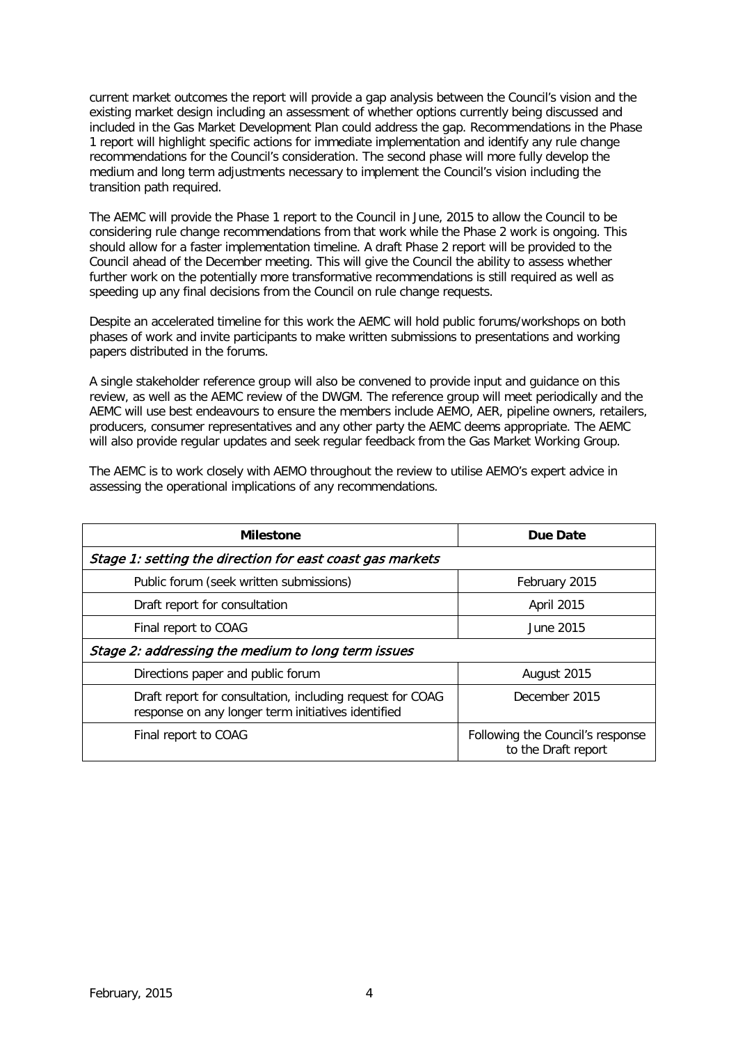current market outcomes the report will provide a gap analysis between the Council's vision and the existing market design including an assessment of whether options currently being discussed and included in the Gas Market Development Plan could address the gap. Recommendations in the Phase 1 report will highlight specific actions for immediate implementation and identify any rule change recommendations for the Council's consideration. The second phase will more fully develop the medium and long term adjustments necessary to implement the Council's vision including the transition path required.

The AEMC will provide the Phase 1 report to the Council in June, 2015 to allow the Council to be considering rule change recommendations from that work while the Phase 2 work is ongoing. This should allow for a faster implementation timeline. A draft Phase 2 report will be provided to the Council ahead of the December meeting. This will give the Council the ability to assess whether further work on the potentially more transformative recommendations is still required as well as speeding up any final decisions from the Council on rule change requests.

Despite an accelerated timeline for this work the AEMC will hold public forums/workshops on both phases of work and invite participants to make written submissions to presentations and working papers distributed in the forums.

A single stakeholder reference group will also be convened to provide input and guidance on this review, as well as the AEMC review of the DWGM. The reference group will meet periodically and the AEMC will use best endeavours to ensure the members include AEMO, AER, pipeline owners, retailers, producers, consumer representatives and any other party the AEMC deems appropriate. The AEMC will also provide regular updates and seek regular feedback from the Gas Market Working Group.

The AEMC is to work closely with AEMO throughout the review to utilise AEMO's expert advice in assessing the operational implications of any recommendations.

| Milestone | Due Date |
|---|---|
| *Stage 1: setting the direction for east coast gas markets* | |
| Public forum (seek written submissions) | February 2015 |
| Draft report for consultation | April 2015 |
| Final report to COAG | June 2015 |
| *Stage 2: addressing the medium to long term issues* | |
| Directions paper and public forum | August 2015 |
| Draft report for consultation, including request for COAG response on any longer term initiatives identified | December 2015 |
| Final report to COAG | Following the Council's response to the Draft report |